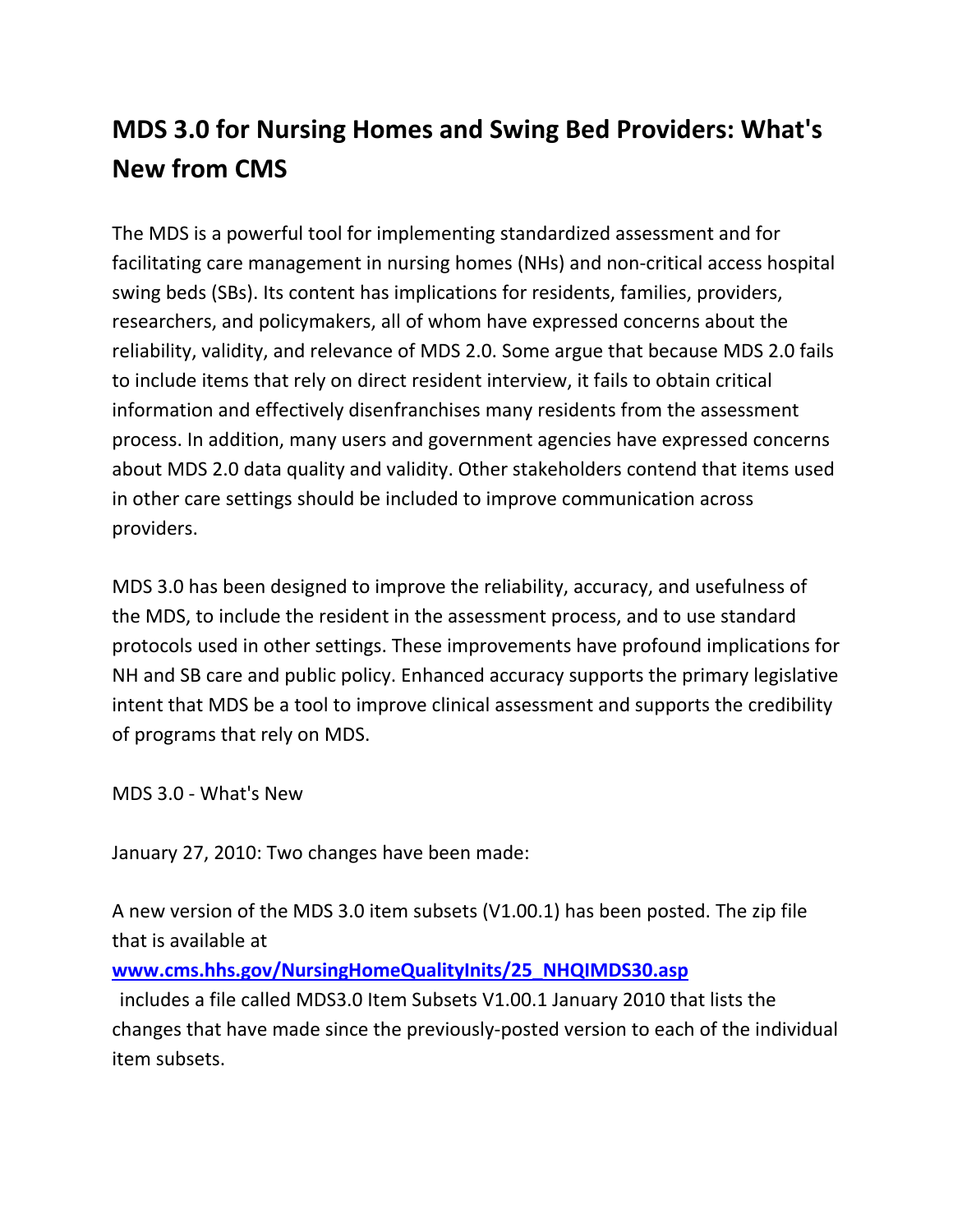# MDS 3.0 for Nursing Homes and Swing Bed Providers: What's New from CMS

The MDS is a powerful tool for implementing standardized assessment and for facilitating care management in nursing homes (NHs) and non-critical access hospital swing beds (SBs). Its content has implications for residents, families, providers, researchers, and policymakers, all of whom have expressed concerns about the reliability, validity, and relevance of MDS 2.0. Some argue that because MDS 2.0 fails to include items that rely on direct resident interview, it fails to obtain critical information and effectively disenfranchises many residents from the assessment process. In addition, many users and government agencies have expressed concerns about MDS 2.0 data quality and validity. Other stakeholders contend that items used in other care settings should be included to improve communication across providers.

MDS 3.0 has been designed to improve the reliability, accuracy, and usefulness of the MDS, to include the resident in the assessment process, and to use standard protocols used in other settings. These improvements have profound implications for NH and SB care and public policy. Enhanced accuracy supports the primary legislative intent that MDS be a tool to improve clinical assessment and supports the credibility of programs that rely on MDS.

MDS 3.0 - What's New

January 27, 2010: Two changes have been made:

A new version of the MDS 3.0 item subsets (V1.00.1) has been posted. The zip file that is available at [www.cms.hhs.gov/NursingHomeQualityInits/25_NHQIMDS30.asp](www.cms.hhs.gov/NursingHomeQualityInits/25_NHQIMDS30.asp) includes a file called MDS3.0 Item Subsets V1.00.1 January 2010 that lists the changes that have made since the previously-posted version to each of the individual item subsets.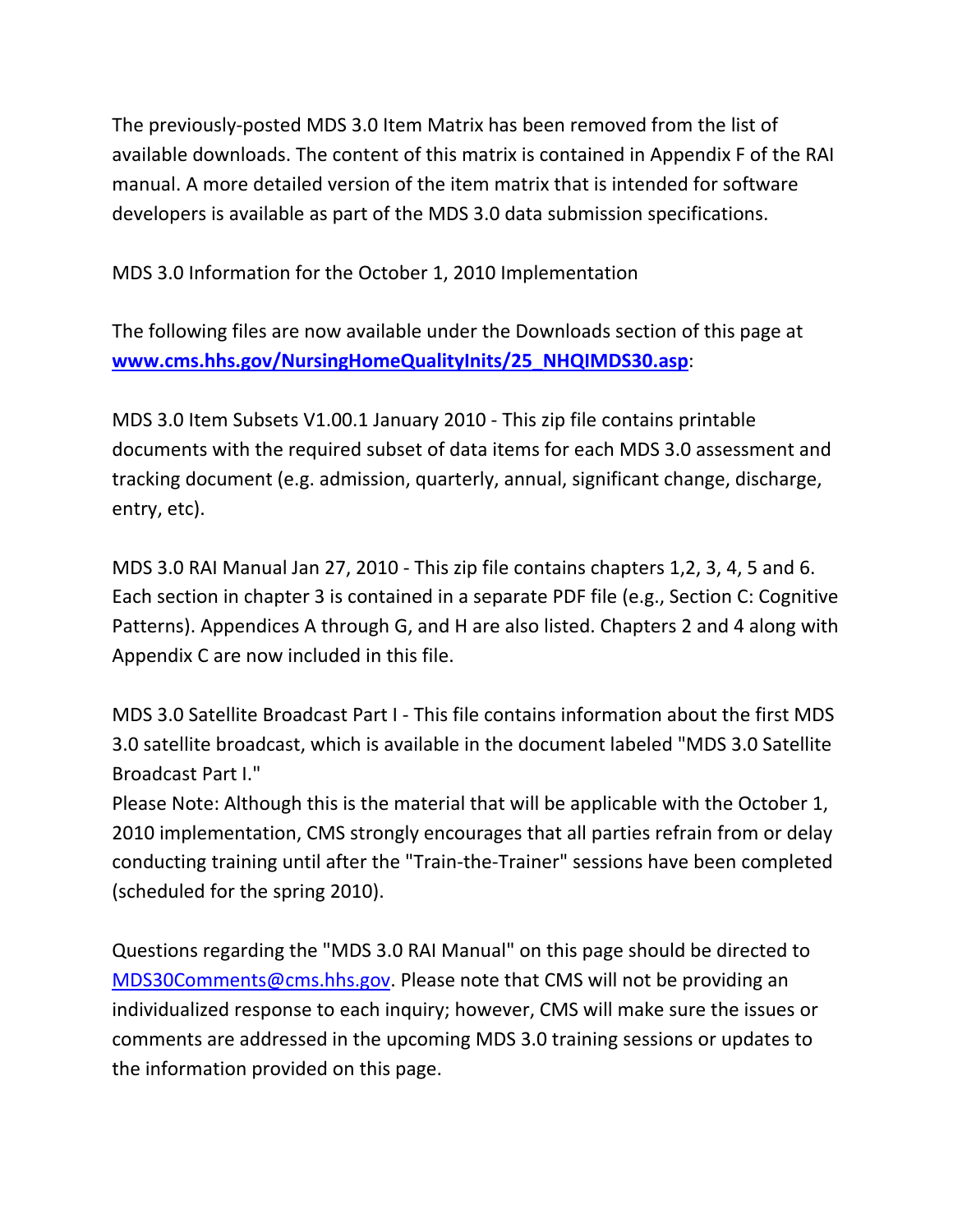The previously-posted MDS 3.0 Item Matrix has been removed from the list of available downloads. The content of this matrix is contained in Appendix F of the RAI manual. A more detailed version of the item matrix that is intended for software developers is available as part of the MDS 3.0 data submission specifications.

MDS 3.0 Information for the October 1, 2010 Implementation

The following files are now available under the Downloads section of this page at **[www.cms.hhs.gov/NursingHomeQualityInits/25_NHQIMDS30.asp](www.cms.hhs.gov/NursingHomeQualityInits/25_NHQIMDS30.asp)**:

MDS 3.0 Item Subsets V1.00.1 January 2010 - This zip file contains printable documents with the required subset of data items for each MDS 3.0 assessment and tracking document (e.g. admission, quarterly, annual, significant change, discharge, entry, etc).

MDS 3.0 RAI Manual Jan 27, 2010 - This zip file contains chapters 1,2, 3, 4, 5 and 6. Each section in chapter 3 is contained in a separate PDF file (e.g., Section C: Cognitive Patterns). Appendices A through G, and H are also listed. Chapters 2 and 4 along with Appendix C are now included in this file.

MDS 3.0 Satellite Broadcast Part I - This file contains information about the first MDS 3.0 satellite broadcast, which is available in the document labeled "MDS 3.0 Satellite Broadcast Part I."
Please Note: Although this is the material that will be applicable with the October 1, 2010 implementation, CMS strongly encourages that all parties refrain from or delay conducting training until after the "Train-the-Trainer" sessions have been completed (scheduled for the spring 2010).

Questions regarding the "MDS 3.0 RAI Manual" on this page should be directed to [MDS30Comments@cms.hhs.gov](mailto:MDS30Comments@cms.hhs.gov). Please note that CMS will not be providing an individualized response to each inquiry; however, CMS will make sure the issues or comments are addressed in the upcoming MDS 3.0 training sessions or updates to the information provided on this page.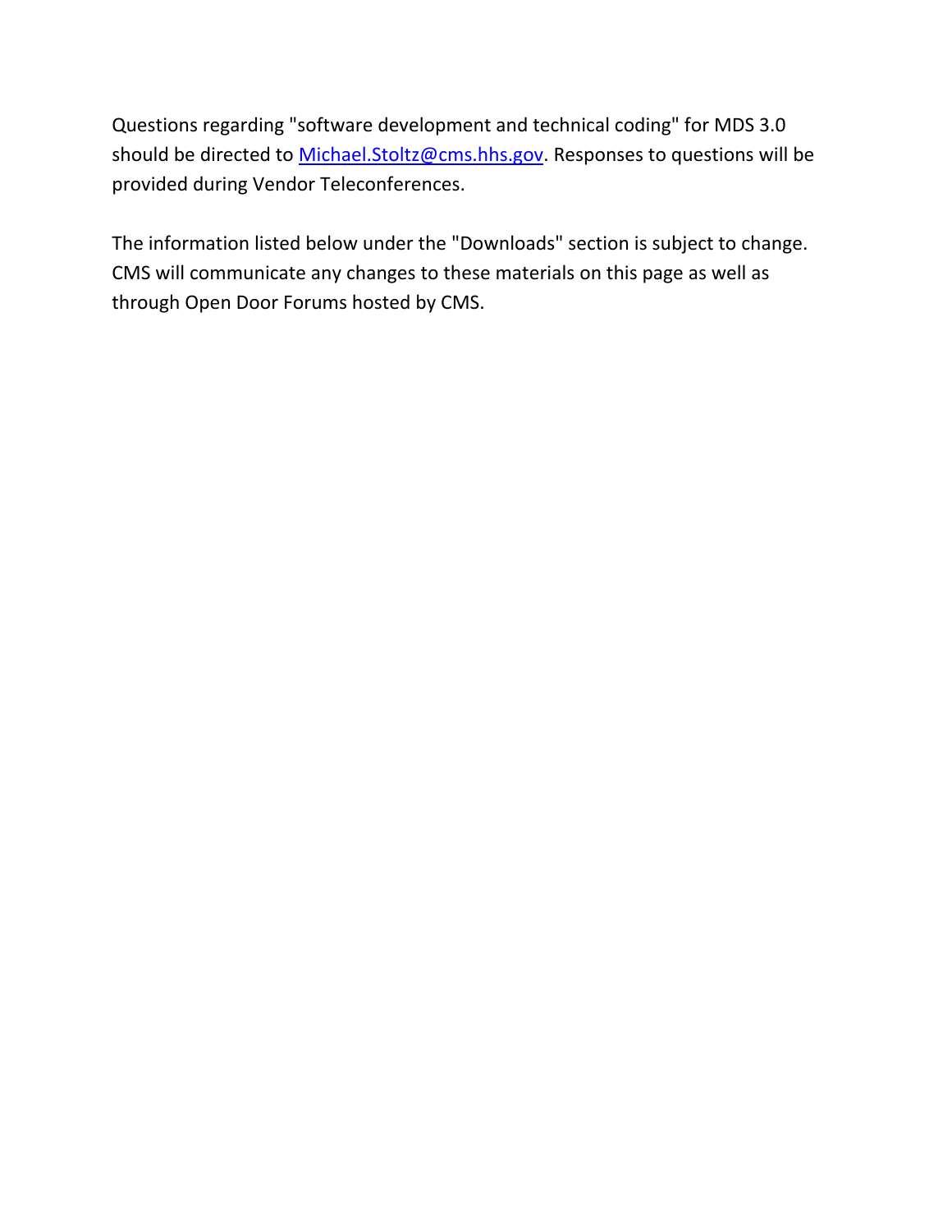Questions regarding "software development and technical coding" for MDS 3.0 should be directed to [Michael.Stoltz@cms.hhs.gov](mailto:Michael.Stoltz@cms.hhs.gov). Responses to questions will be provided during Vendor Teleconferences.

The information listed below under the "Downloads" section is subject to change. CMS will communicate any changes to these materials on this page as well as through Open Door Forums hosted by CMS.